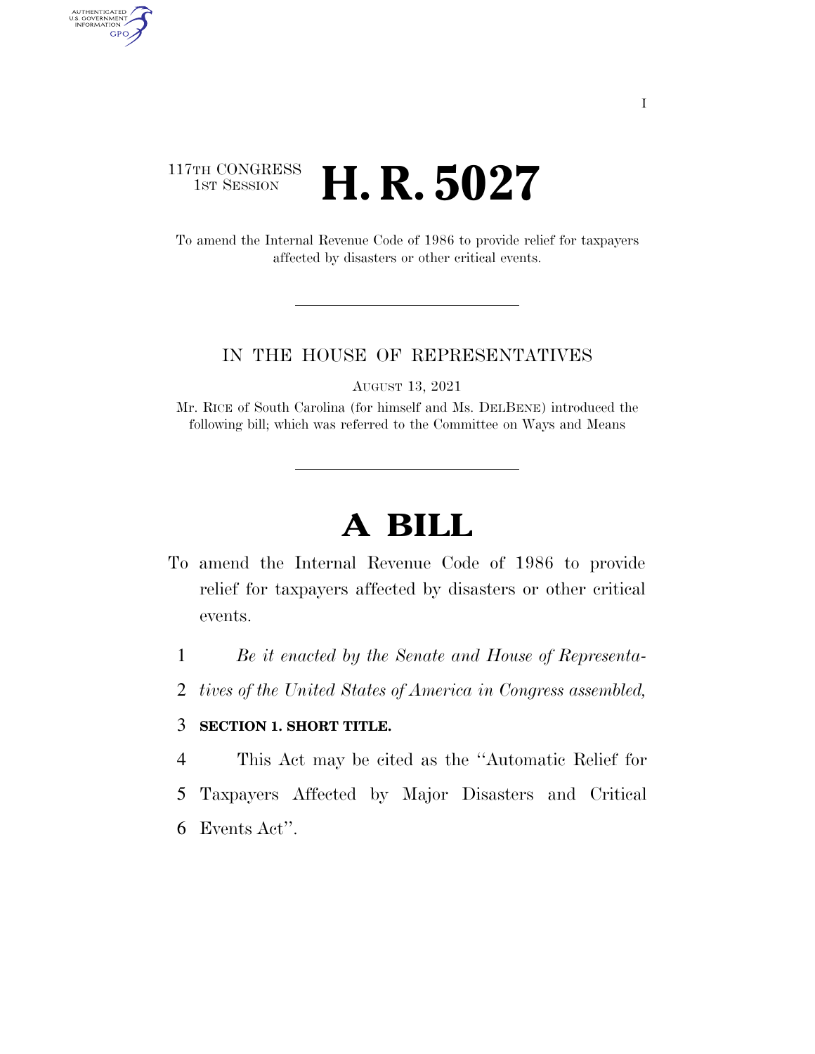117TH CONGRESS
1ST SESSION

# H. R. 5027

To amend the Internal Revenue Code of 1986 to provide relief for taxpayers affected by disasters or other critical events.

IN THE HOUSE OF REPRESENTATIVES

AUGUST 13, 2021

Mr. RICE of South Carolina (for himself and Ms. DELBENE) introduced the following bill; which was referred to the Committee on Ways and Means

# A BILL

To amend the Internal Revenue Code of 1986 to provide relief for taxpayers affected by disasters or other critical events.

1 *Be it enacted by the Senate and House of Representa-*
2 *tives of the United States of America in Congress assembled,*

3 **SECTION 1. SHORT TITLE.**

4 This Act may be cited as the ''Automatic Relief for
5 Taxpayers Affected by Major Disasters and Critical
6 Events Act''.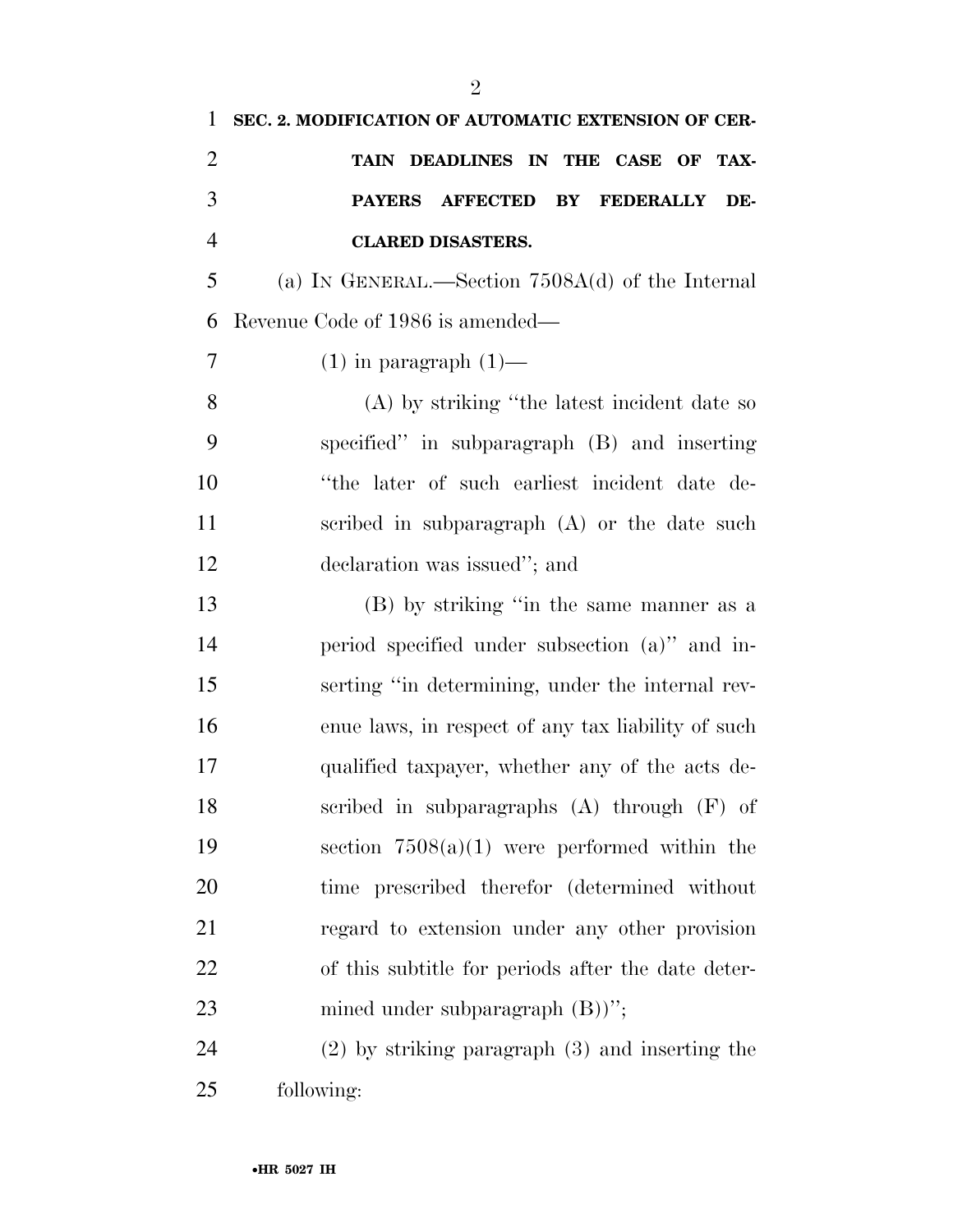**SEC. 2. MODIFICATION OF AUTOMATIC EXTENSION OF CERTAIN DEADLINES IN THE CASE OF TAXPAYERS AFFECTED BY FEDERALLY DECLARED DISASTERS.**

(a) IN GENERAL.—Section 7508A(d) of the Internal Revenue Code of 1986 is amended—

(1) in paragraph (1)—

(A) by striking ''the latest incident date so specified'' in subparagraph (B) and inserting ''the later of such earliest incident date described in subparagraph (A) or the date such declaration was issued''; and

(B) by striking ''in the same manner as a period specified under subsection (a)'' and inserting ''in determining, under the internal revenue laws, in respect of any tax liability of such qualified taxpayer, whether any of the acts described in subparagraphs (A) through (F) of section 7508(a)(1) were performed within the time prescribed therefor (determined without regard to extension under any other provision of this subtitle for periods after the date determined under subparagraph (B))'';

(2) by striking paragraph (3) and inserting the following: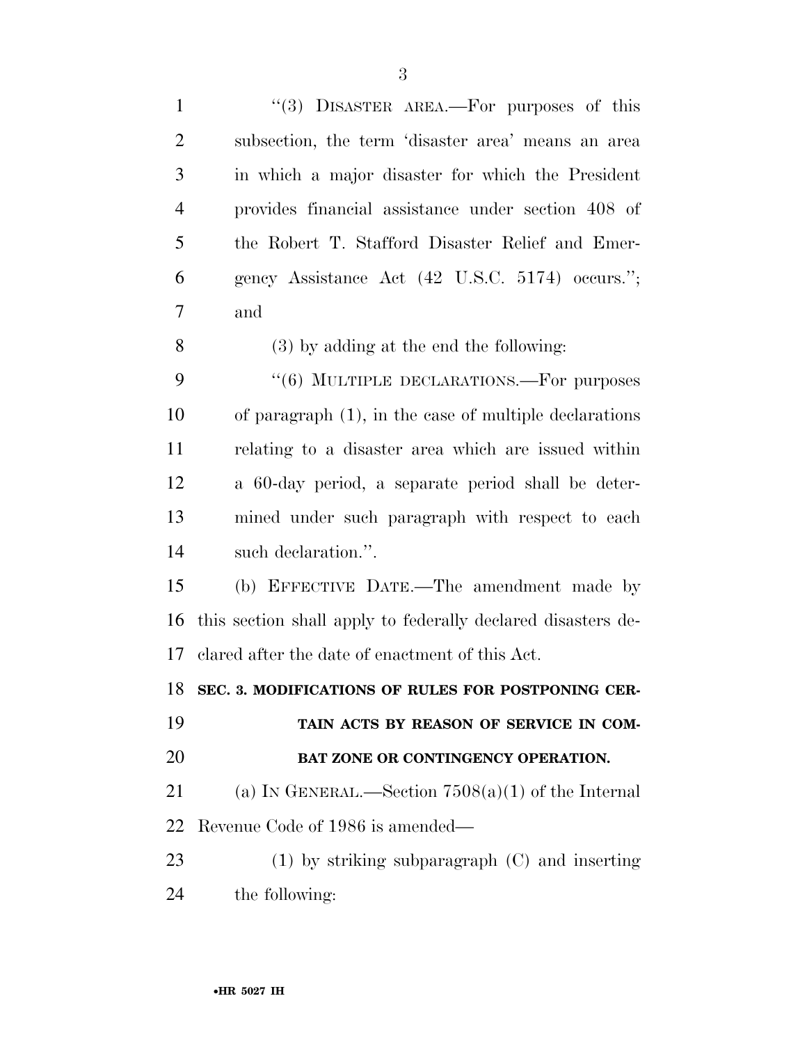"(3) DISASTER AREA.—For purposes of this subsection, the term 'disaster area' means an area in which a major disaster for which the President provides financial assistance under section 408 of the Robert T. Stafford Disaster Relief and Emergency Assistance Act (42 U.S.C. 5174) occurs."; and

(3) by adding at the end the following:

"(6) MULTIPLE DECLARATIONS.—For purposes of paragraph (1), in the case of multiple declarations relating to a disaster area which are issued within a 60-day period, a separate period shall be determined under such paragraph with respect to each such declaration.".

(b) EFFECTIVE DATE.—The amendment made by this section shall apply to federally declared disasters declared after the date of enactment of this Act.

**SEC. 3. MODIFICATIONS OF RULES FOR POSTPONING CERTAIN ACTS BY REASON OF SERVICE IN COMBAT ZONE OR CONTINGENCY OPERATION.**

(a) IN GENERAL.—Section 7508(a)(1) of the Internal Revenue Code of 1986 is amended—

(1) by striking subparagraph (C) and inserting the following: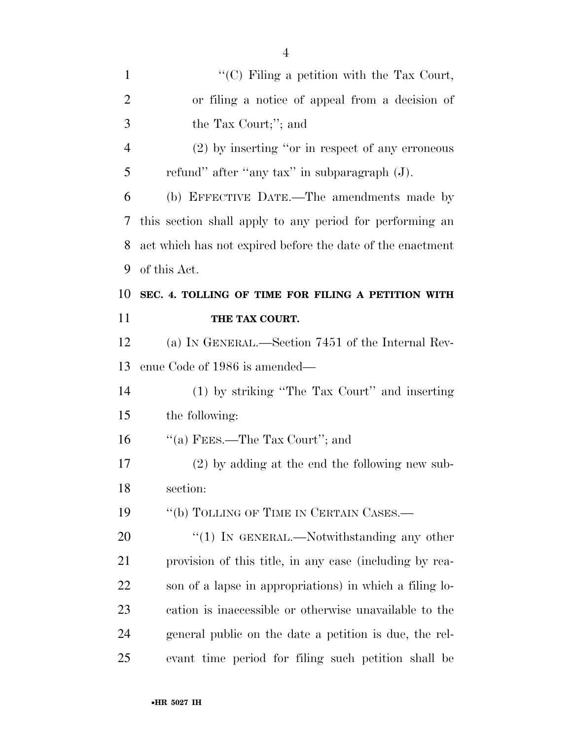"(C) Filing a petition with the Tax Court, or filing a notice of appeal from a decision of the Tax Court;"; and

(2) by inserting "or in respect of any erroneous refund" after "any tax" in subparagraph (J).

(b) EFFECTIVE DATE.—The amendments made by this section shall apply to any period for performing an act which has not expired before the date of the enactment of this Act.

**SEC. 4. TOLLING OF TIME FOR FILING A PETITION WITH THE TAX COURT.**

(a) IN GENERAL.—Section 7451 of the Internal Revenue Code of 1986 is amended—

(1) by striking "The Tax Court" and inserting the following:

"(a) FEES.—The Tax Court"; and

(2) by adding at the end the following new subsection:

"(b) TOLLING OF TIME IN CERTAIN CASES.—

"(1) IN GENERAL.—Notwithstanding any other provision of this title, in any case (including by reason of a lapse in appropriations) in which a filing location is inaccessible or otherwise unavailable to the general public on the date a petition is due, the relevant time period for filing such petition shall be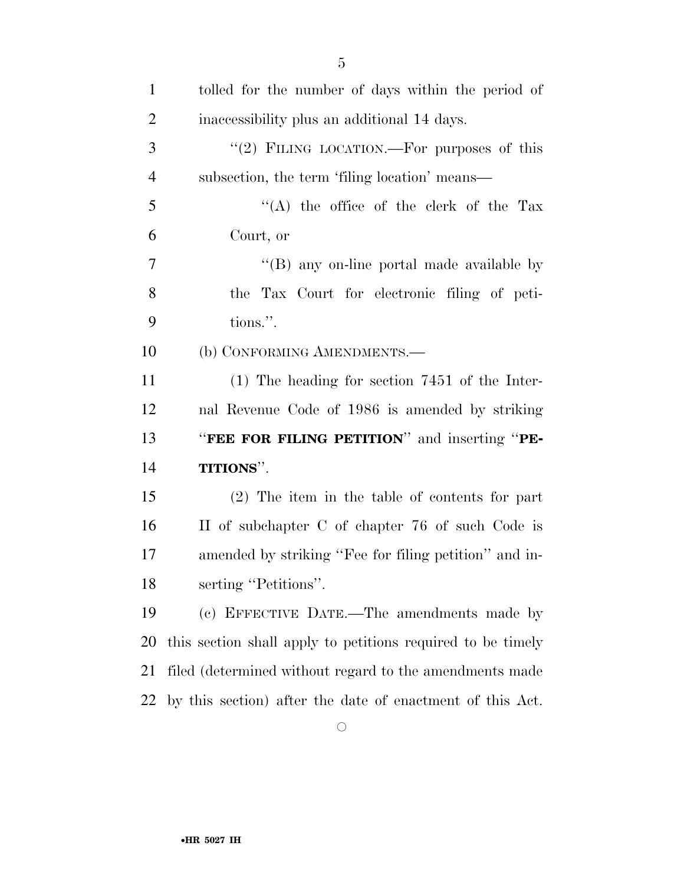tolled for the number of days within the period of inaccessibility plus an additional 14 days.

"(2) FILING LOCATION.—For purposes of this subsection, the term 'filing location' means—

"(A) the office of the clerk of the Tax Court, or

"(B) any on-line portal made available by the Tax Court for electronic filing of petitions.".

(b) CONFORMING AMENDMENTS.—

(1) The heading for section 7451 of the Internal Revenue Code of 1986 is amended by striking "**FEE FOR FILING PETITION**" and inserting "**PETITIONS**".

(2) The item in the table of contents for part II of subchapter C of chapter 76 of such Code is amended by striking "Fee for filing petition" and inserting "Petitions".

(c) EFFECTIVE DATE.—The amendments made by this section shall apply to petitions required to be timely filed (determined without regard to the amendments made by this section) after the date of enactment of this Act.